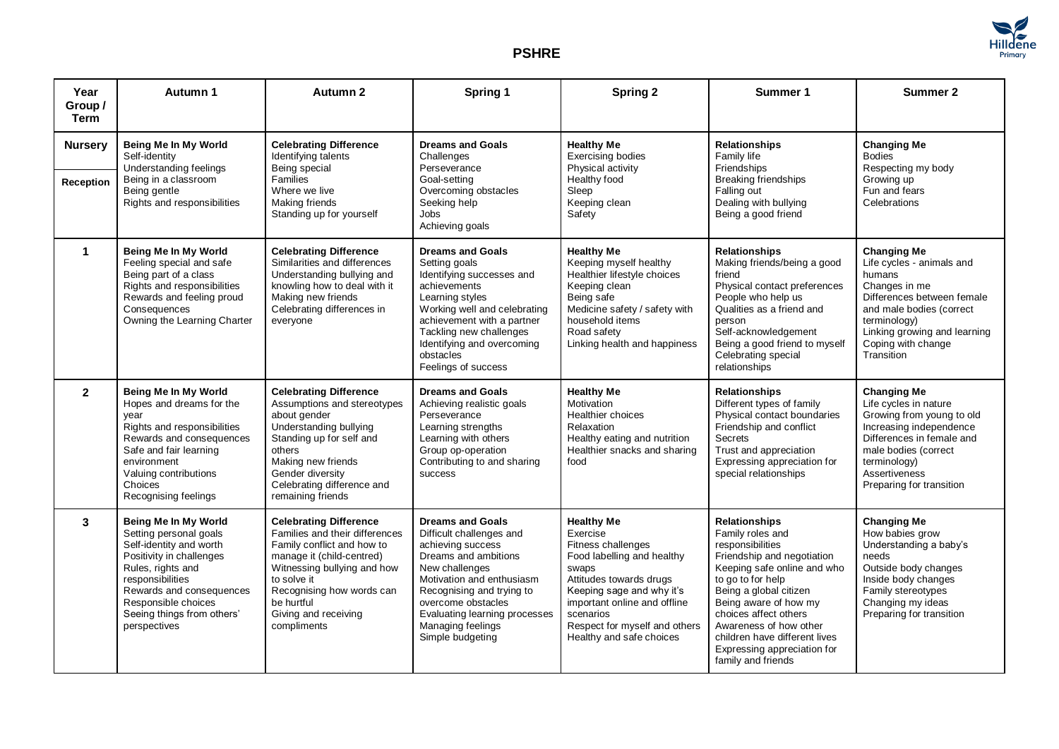## PSHRE

| Year Group / Term | Autumn 1 | Autumn 2 | Spring 1 | Spring 2 | Summer 1 | Summer 2 |
|---|---|---|---|---|---|---|
| **Nursery**<br><br>**Reception** | **Being Me In My World**<br>Self-identity<br>Understanding feelings<br>Being in a classroom<br>Being gentle<br>Rights and responsibilities | **Celebrating Difference**<br>Identifying talents<br>Being special<br>Families<br>Where we live<br>Making friends<br>Standing up for yourself | **Dreams and Goals**<br>Challenges<br>Perseverance<br>Goal-setting<br>Overcoming obstacles<br>Seeking help<br>Jobs<br>Achieving goals | **Healthy Me**<br>Exercising bodies<br>Physical activity<br>Healthy food<br>Sleep<br>Keeping clean<br>Safety | **Relationships**<br>Family life<br>Friendships<br>Breaking friendships<br>Falling out<br>Dealing with bullying<br>Being a good friend | **Changing Me**<br>Bodies<br>Respecting my body<br>Growing up<br>Fun and fears<br>Celebrations |
| **1** | **Being Me In My World**<br>Feeling special and safe<br>Being part of a class<br>Rights and responsibilities<br>Rewards and feeling proud<br>Consequences<br>Owning the Learning Charter | **Celebrating Difference**<br>Similarities and differences<br>Understanding bullying and knowling how to deal with it<br>Making new friends<br>Celebrating differences in everyone | **Dreams and Goals**<br>Setting goals<br>Identifying successes and achievements<br>Learning styles<br>Working well and celebrating achievement with a partner<br>Tackling new challenges<br>Identifying and overcoming obstacles<br>Feelings of success | **Healthy Me**<br>Keeping myself healthy<br>Healthier lifestyle choices<br>Keeping clean<br>Being safe<br>Medicine safety / safety with household items<br>Road safety<br>Linking health and happiness | **Relationships**<br>Making friends/being a good friend<br>Physical contact preferences<br>People who help us<br>Qualities as a friend and person<br>Self-acknowledgement<br>Being a good friend to myself<br>Celebrating special relationships | **Changing Me**<br>Life cycles - animals and humans<br>Changes in me<br>Differences between female and male bodies (correct terminology)<br>Linking growing and learning<br>Coping with change<br>Transition |
| **2** | **Being Me In My World**<br>Hopes and dreams for the year<br>Rights and responsibilities<br>Rewards and consequences<br>Safe and fair learning environment<br>Valuing contributions<br>Choices<br>Recognising feelings | **Celebrating Difference**<br>Assumptions and stereotypes about gender<br>Understanding bullying<br>Standing up for self and others<br>Making new friends<br>Gender diversity<br>Celebrating difference and remaining friends | **Dreams and Goals**<br>Achieving realistic goals<br>Perseverance<br>Learning strengths<br>Learning with others<br>Group op-operation<br>Contributing to and sharing success | **Healthy Me**<br>Motivation<br>Healthier choices<br>Relaxation<br>Healthy eating and nutrition<br>Healthier snacks and sharing food | **Relationships**<br>Different types of family<br>Physical contact boundaries<br>Friendship and conflict<br>Secrets<br>Trust and appreciation<br>Expressing appreciation for special relationships | **Changing Me**<br>Life cycles in nature<br>Growing from young to old<br>Increasing independence<br>Differences in female and male bodies (correct terminology)<br>Assertiveness<br>Preparing for transition |
| **3** | **Being Me In My World**<br>Setting personal goals<br>Self-identity and worth<br>Positivity in challenges<br>Rules, rights and responsibilities<br>Rewards and consequences<br>Responsible choices<br>Seeing things from others' perspectives | **Celebrating Difference**<br>Families and their differences<br>Family conflict and how to manage it (child-centred)<br>Witnessing bullying and how to solve it<br>Recognising how words can be hurtful<br>Giving and receiving compliments | **Dreams and Goals**<br>Difficult challenges and achieving success<br>Dreams and ambitions<br>New challenges<br>Motivation and enthusiasm<br>Recognising and trying to overcome obstacles<br>Evaluating learning processes<br>Managing feelings<br>Simple budgeting | **Healthy Me**<br>Exercise<br>Fitness challenges<br>Food labelling and healthy swaps<br>Attitudes towards drugs<br>Keeping sage and why it's important online and offline scenarios<br>Respect for myself and others<br>Healthy and safe choices | **Relationships**<br>Family roles and responsibilities<br>Friendship and negotiation<br>Keeping safe online and who to go to for help<br>Being a global citizen<br>Being aware of how my choices affect others<br>Awareness of how other children have different lives<br>Expressing appreciation for family and friends | **Changing Me**<br>How babies grow<br>Understanding a baby's needs<br>Outside body changes<br>Inside body changes<br>Family stereotypes<br>Changing my ideas<br>Preparing for transition |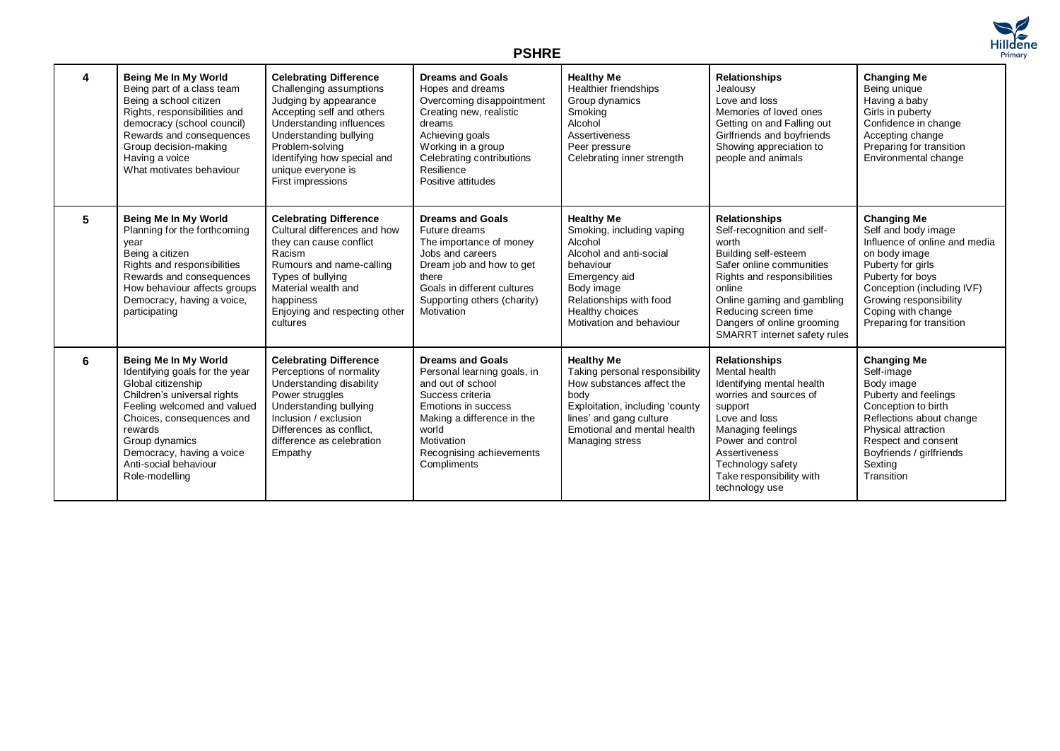## PSHRE

| | | | | | | |
|---|---|---|---|---|---|---|
| **4** | **Being Me In My World**<br>Being part of a class team<br>Being a school citizen<br>Rights, responsibilities and democracy (school council)<br>Rewards and consequences<br>Group decision-making<br>Having a voice<br>What motivates behaviour | **Celebrating Difference**<br>Challenging assumptions<br>Judging by appearance<br>Accepting self and others<br>Understanding influences<br>Understanding bullying<br>Problem-solving<br>Identifying how special and unique everyone is<br>First impressions | **Dreams and Goals**<br>Hopes and dreams<br>Overcoming disappointment<br>Creating new, realistic dreams<br>Achieving goals<br>Working in a group<br>Celebrating contributions<br>Resilience<br>Positive attitudes | **Healthy Me**<br>Healthier friendships<br>Group dynamics<br>Smoking<br>Alcohol<br>Assertiveness<br>Peer pressure<br>Celebrating inner strength | **Relationships**<br>Jealousy<br>Love and loss<br>Memories of loved ones<br>Getting on and Falling out<br>Girlfriends and boyfriends<br>Showing appreciation to people and animals | **Changing Me**<br>Being unique<br>Having a baby<br>Girls in puberty<br>Confidence in change<br>Accepting change<br>Preparing for transition<br>Environmental change |
| **5** | **Being Me In My World**<br>Planning for the forthcoming year<br>Being a citizen<br>Rights and responsibilities<br>Rewards and consequences<br>How behaviour affects groups<br>Democracy, having a voice, participating | **Celebrating Difference**<br>Cultural differences and how they can cause conflict<br>Racism<br>Rumours and name-calling<br>Types of bullying<br>Material wealth and happiness<br>Enjoying and respecting other cultures | **Dreams and Goals**<br>Future dreams<br>The importance of money<br>Jobs and careers<br>Dream job and how to get there<br>Goals in different cultures<br>Supporting others (charity)<br>Motivation | **Healthy Me**<br>Smoking, including vaping<br>Alcohol<br>Alcohol and anti-social behaviour<br>Emergency aid<br>Body image<br>Relationships with food<br>Healthy choices<br>Motivation and behaviour | **Relationships**<br>Self-recognition and self-worth<br>Building self-esteem<br>Safer online communities<br>Rights and responsibilities online<br>Online gaming and gambling<br>Reducing screen time<br>Dangers of online grooming<br>SMARRT internet safety rules | **Changing Me**<br>Self and body image<br>Influence of online and media on body image<br>Puberty for girls<br>Puberty for boys<br>Conception (including IVF)<br>Growing responsibility<br>Coping with change<br>Preparing for transition |
| **6** | **Being Me In My World**<br>Identifying goals for the year<br>Global citizenship<br>Children's universal rights<br>Feeling welcomed and valued<br>Choices, consequences and rewards<br>Group dynamics<br>Democracy, having a voice<br>Anti-social behaviour<br>Role-modelling | **Celebrating Difference**<br>Perceptions of normality<br>Understanding disability<br>Power struggles<br>Understanding bullying<br>Inclusion / exclusion<br>Differences as conflict, difference as celebration<br>Empathy | **Dreams and Goals**<br>Personal learning goals, in and out of school<br>Success criteria<br>Emotions in success<br>Making a difference in the world<br>Motivation<br>Recognising achievements<br>Compliments | **Healthy Me**<br>Taking personal responsibility<br>How substances affect the body<br>Exploitation, including 'county lines' and gang culture<br>Emotional and mental health<br>Managing stress | **Relationships**<br>Mental health<br>Identifying mental health worries and sources of support<br>Love and loss<br>Managing feelings<br>Power and control<br>Assertiveness<br>Technology safety<br>Take responsibility with technology use | **Changing Me**<br>Self-image<br>Body image<br>Puberty and feelings<br>Conception to birth<br>Reflections about change<br>Physical attraction<br>Respect and consent<br>Boyfriends / girlfriends<br>Sexting<br>Transition |